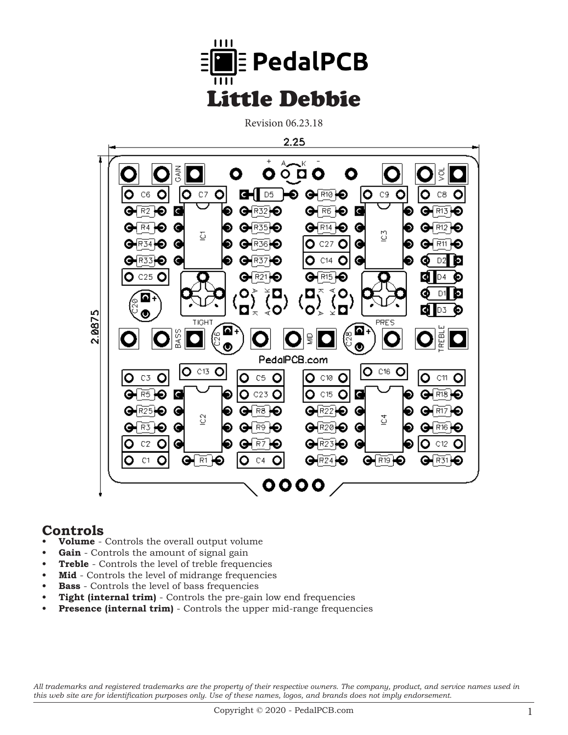# PedalPCB

# Little Debbie

Revision 06.23.18

## Controls

- **Volume** - Controls the overall output volume
- **Gain** - Controls the amount of signal gain
- **Treble** - Controls the level of treble frequencies
- **Mid** - Controls the level of midrange frequencies
- **Bass** - Controls the level of bass frequencies
- **Tight (internal trim)** - Controls the pre-gain low end frequencies
- **Presence (internal trim)** - Controls the upper mid-range frequencies

*All trademarks and registered trademarks are the property of their respective owners. The company, product, and service names used in this web site are for identification purposes only. Use of these names, logos, and brands does not imply endorsement.*

Copyright © 2020 - PedalPCB.com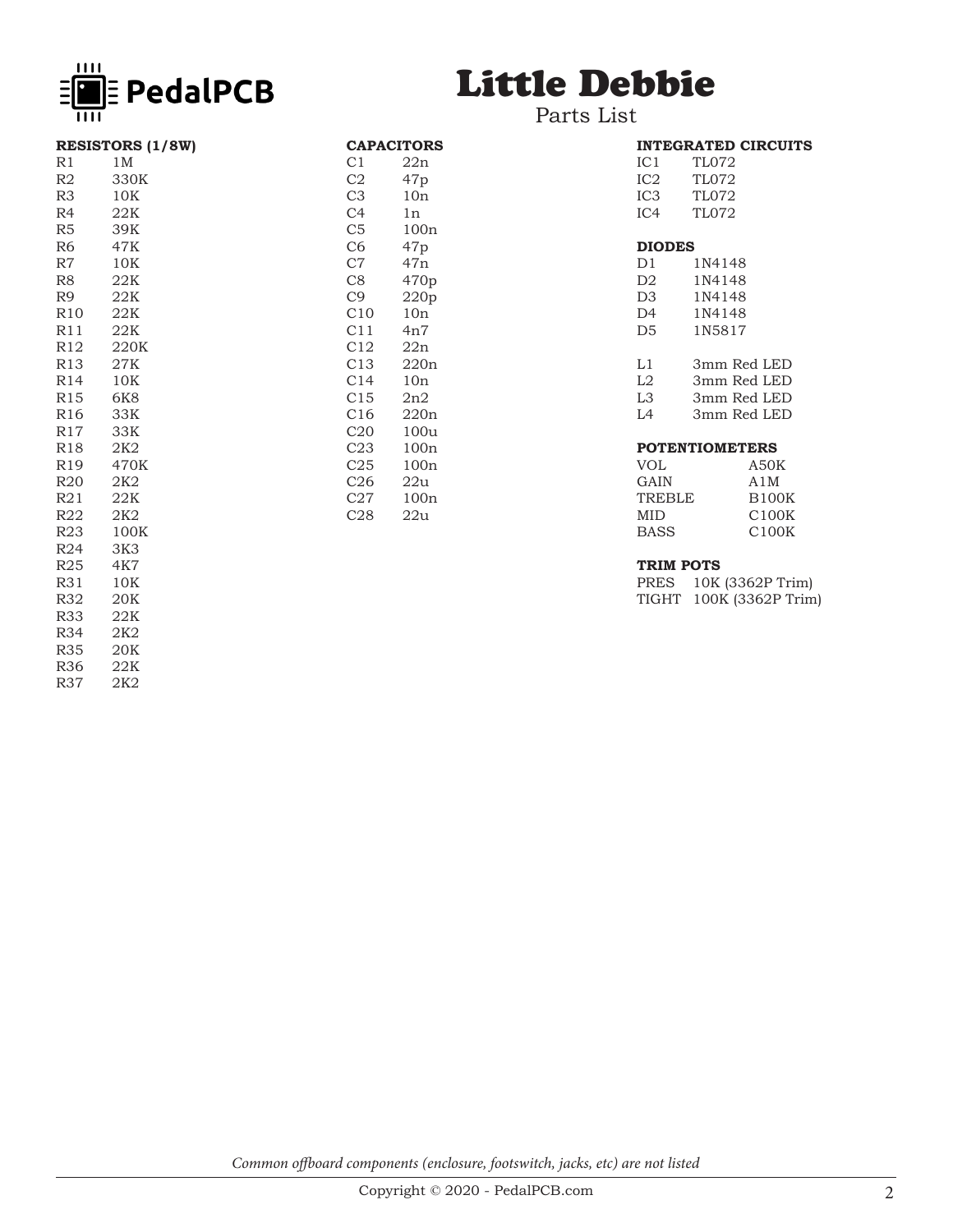# Little Debbie

## Parts List

### RESISTORS (1/8W)

| | |
|---|---|
| R1 | 1M |
| R2 | 330K |
| R3 | 10K |
| R4 | 22K |
| R5 | 39K |
| R6 | 47K |
| R7 | 10K |
| R8 | 22K |
| R9 | 22K |
| R10 | 22K |
| R11 | 22K |
| R12 | 220K |
| R13 | 27K |
| R14 | 10K |
| R15 | 6K8 |
| R16 | 33K |
| R17 | 33K |
| R18 | 2K2 |
| R19 | 470K |
| R20 | 2K2 |
| R21 | 22K |
| R22 | 2K2 |
| R23 | 100K |
| R24 | 3K3 |
| R25 | 4K7 |
| R31 | 10K |
| R32 | 20K |
| R33 | 22K |
| R34 | 2K2 |
| R35 | 20K |
| R36 | 22K |
| R37 | 2K2 |

### CAPACITORS

| | |
|---|---|
| C1 | 22n |
| C2 | 47p |
| C3 | 10n |
| C4 | 1n |
| C5 | 100n |
| C6 | 47p |
| C7 | 47n |
| C8 | 470p |
| C9 | 220p |
| C10 | 10n |
| C11 | 4n7 |
| C12 | 22n |
| C13 | 220n |
| C14 | 10n |
| C15 | 2n2 |
| C16 | 220n |
| C20 | 100u |
| C23 | 100n |
| C25 | 100n |
| C26 | 22u |
| C27 | 100n |
| C28 | 22u |

### INTEGRATED CIRCUITS

| | |
|---|---|
| IC1 | TL072 |
| IC2 | TL072 |
| IC3 | TL072 |
| IC4 | TL072 |

### DIODES

| | |
|---|---|
| D1 | 1N4148 |
| D2 | 1N4148 |
| D3 | 1N4148 |
| D4 | 1N4148 |
| D5 | 1N5817 |
| | |
| L1 | 3mm Red LED |
| L2 | 3mm Red LED |
| L3 | 3mm Red LED |
| L4 | 3mm Red LED |

### POTENTIOMETERS

| | |
|---|---|
| VOL | A50K |
| GAIN | A1M |
| TREBLE | B100K |
| MID | C100K |
| BASS | C100K |

### TRIM POTS

| | |
|---|---|
| PRES | 10K (3362P Trim) |
| TIGHT | 100K (3362P Trim) |

*Common offboard components (enclosure, footswitch, jacks, etc) are not listed*

Copyright © 2020 - PedalPCB.com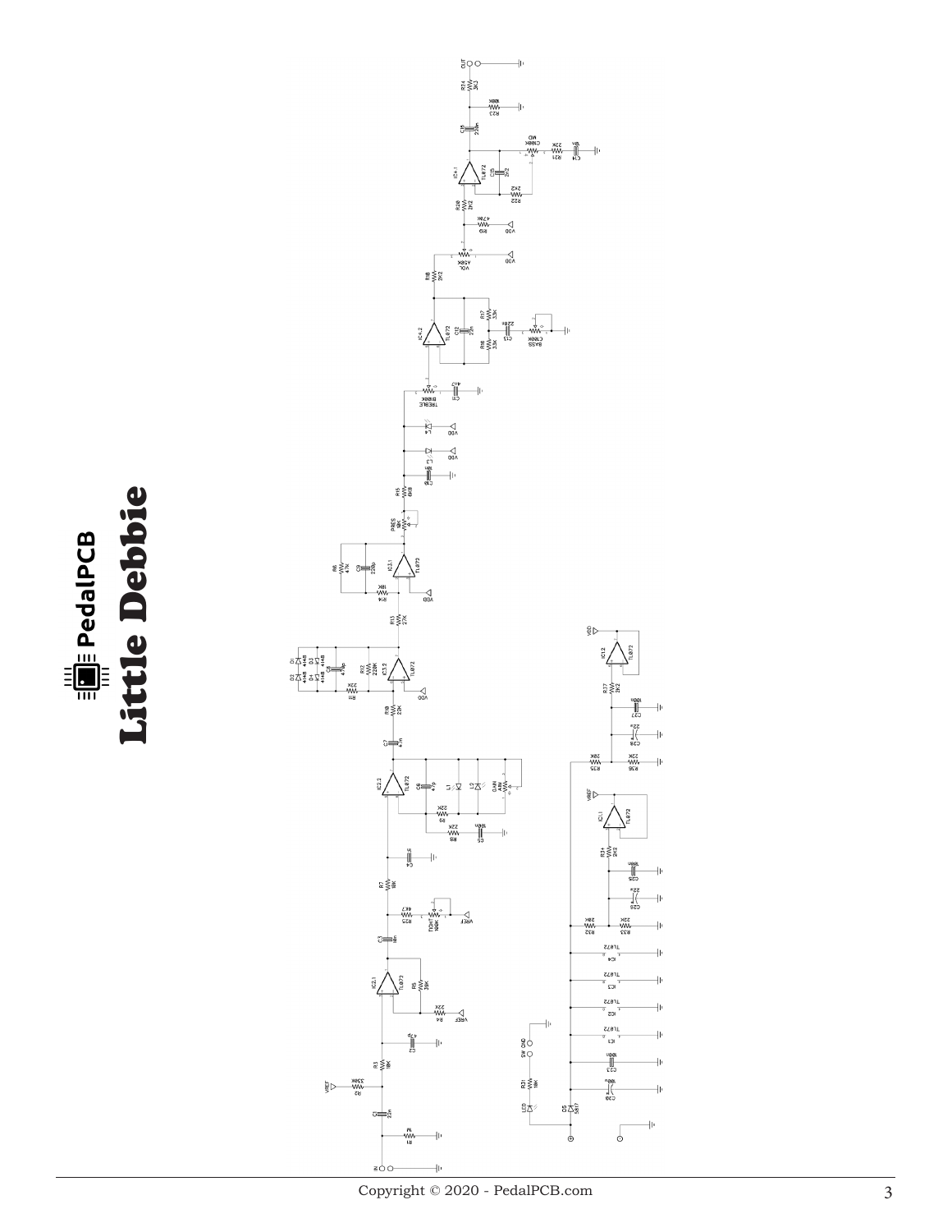# PedalPCB

# Little Debbie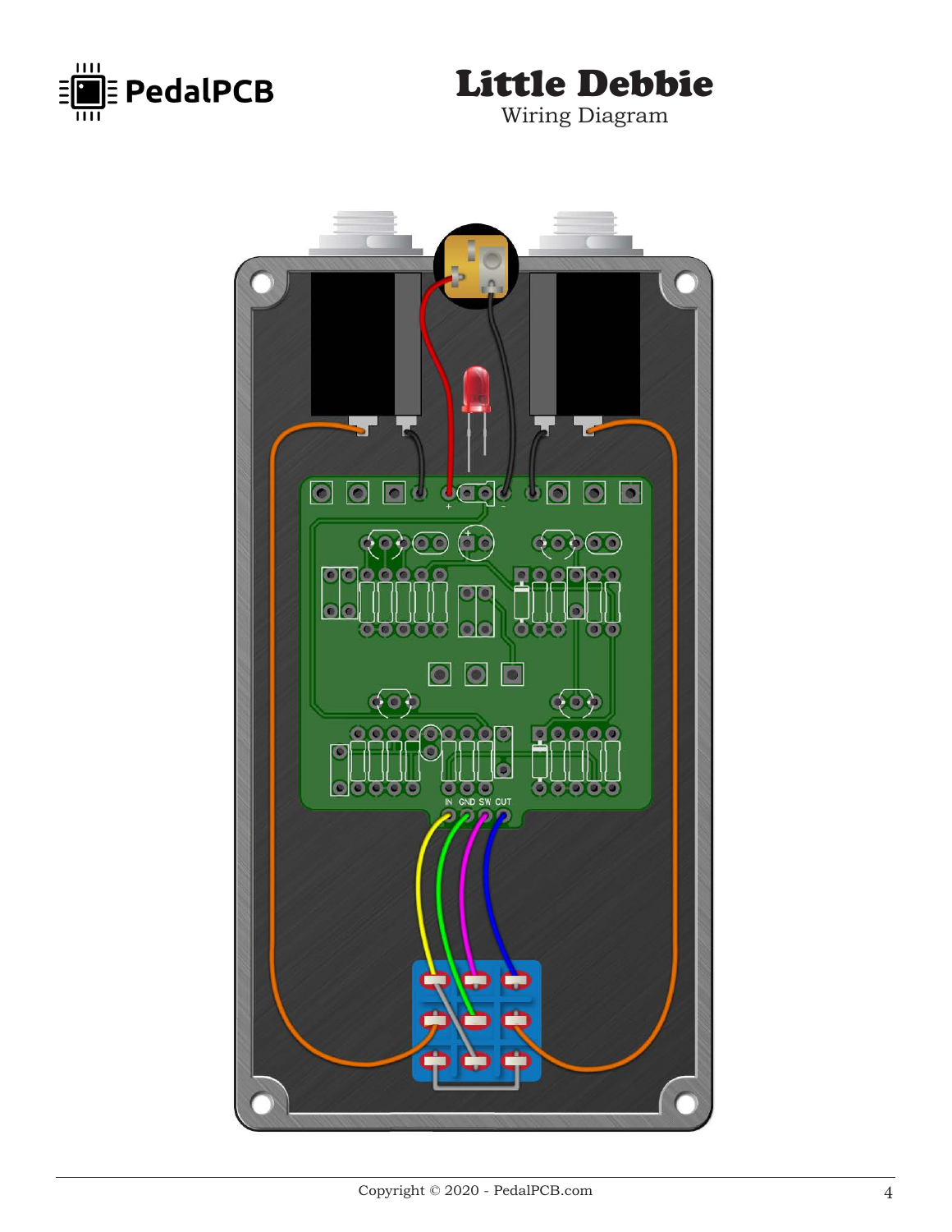# Little Debbie

Wiring Diagram

IN GND SW CUT

Copyright © 2020 - PedalPCB.com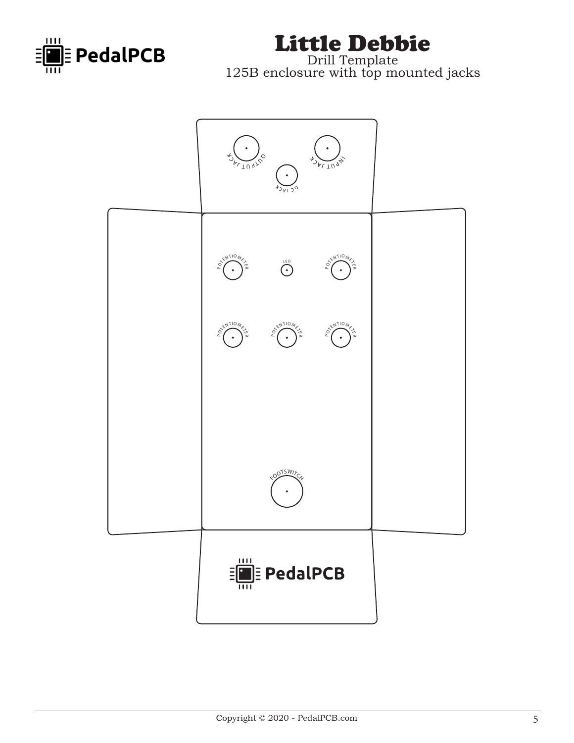# Little Debbie

Drill Template

125B enclosure with top mounted jacks

OUTPUT JACK

INPUT JACK

DC JACK

POTENTIOMETER

LED

POTENTIOMETER

POTENTIOMETER

POTENTIOMETER

POTENTIOMETER

FOOTSWITCH

PedalPCB

Copyright © 2020 - PedalPCB.com